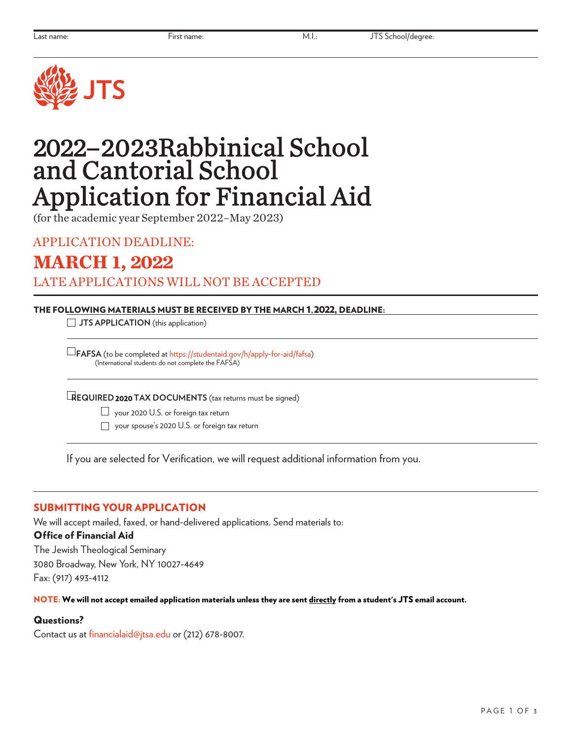Last name: First name: M.I.: JTS School/degree:

JTS

# 2022–2023Rabbinical School and Cantorial School Application for Financial Aid

(for the academic year September 2022–May 2023)

APPLICATION DEADLINE:

## MARCH 1, 2022

LATE APPLICATIONS WILL NOT BE ACCEPTED

**THE FOLLOWING MATERIALS MUST BE RECEIVED BY THE MARCH 1, 2022, DEADLINE:**

- ☐ **JTS APPLICATION** (this application)
- ☐ **FAFSA** (to be completed at https://studentaid.gov/h/apply-for-aid/fafsa)
  (International students do not complete the FAFSA)
- ☐ **REQUIRED 2020 TAX DOCUMENTS** (tax returns must be signed)
  - ☐ your 2020 U.S. or foreign tax return
  - ☐ your spouse's 2020 U.S. or foreign tax return

If you are selected for Verification, we will request additional information from you.

### SUBMITTING YOUR APPLICATION

We will accept mailed, faxed, or hand-delivered applications. Send materials to:

**Office of Financial Aid**
The Jewish Theological Seminary
3080 Broadway, New York, NY 10027-4649
Fax: (917) 493-4112

**NOTE: We will not accept emailed application materials unless they are sent directly from a student's JTS email account.**

**Questions?**
Contact us at financialaid@jtsa.edu or (212) 678-8007.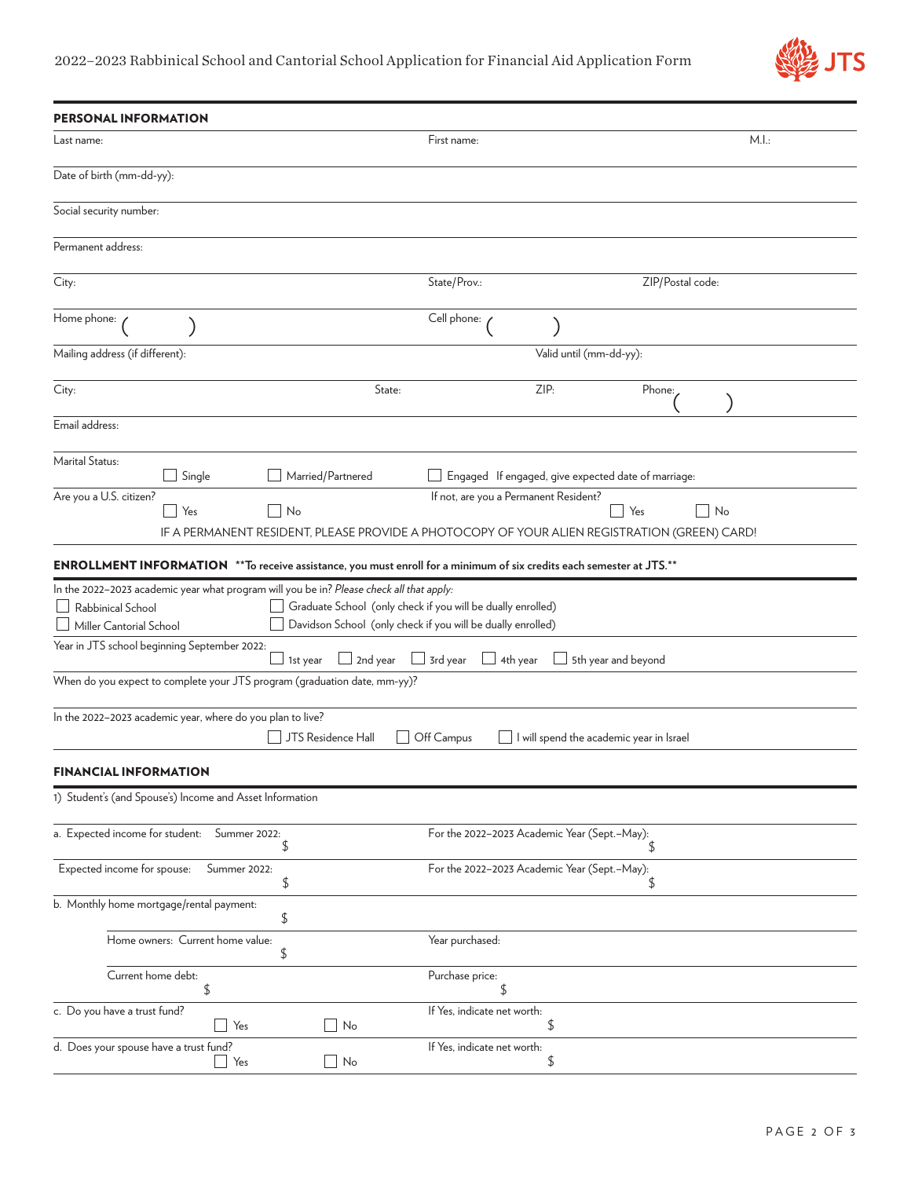2022–2023 Rabbinical School and Cantorial School Application for Financial Aid Application Form

## PERSONAL INFORMATION

Last name: First name: M.I.:

Date of birth (mm-dd-yy):

Social security number:

Permanent address:

City: State/Prov.: ZIP/Postal code:

Home phone: ( ) Cell phone: ( )

Mailing address (if different): Valid until (mm-dd-yy):

City: State: ZIP: Phone: ( )

Email address:

Marital Status: ☐ Single ☐ Married/Partnered ☐ Engaged If engaged, give expected date of marriage:

Are you a U.S. citizen? ☐ Yes ☐ No If not, are you a Permanent Resident? ☐ Yes ☐ No

IF A PERMANENT RESIDENT, PLEASE PROVIDE A PHOTOCOPY OF YOUR ALIEN REGISTRATION (GREEN) CARD!

## ENROLLMENT INFORMATION

**To receive assistance, you must enroll for a minimum of six credits each semester at JTS.**

In the 2022–2023 academic year what program will you be in? *Please check all that apply:*

☐ Rabbinical School ☐ Graduate School (only check if you will be dually enrolled)
☐ Miller Cantorial School ☐ Davidson School (only check if you will be dually enrolled)

Year in JTS school beginning September 2022: ☐ 1st year ☐ 2nd year ☐ 3rd year ☐ 4th year ☐ 5th year and beyond

When do you expect to complete your JTS program (graduation date, mm-yy)?

In the 2022–2023 academic year, where do you plan to live? ☐ JTS Residence Hall ☐ Off Campus ☐ I will spend the academic year in Israel

## FINANCIAL INFORMATION

1) Student's (and Spouse's) Income and Asset Information

a. Expected income for student: Summer 2022: $ For the 2022–2023 Academic Year (Sept.–May): $

Expected income for spouse: Summer 2022: $ For the 2022–2023 Academic Year (Sept.–May): $

b. Monthly home mortgage/rental payment: $

Home owners: Current home value: $ Year purchased:

Current home debt: $ Purchase price: $

c. Do you have a trust fund? ☐ Yes ☐ No If Yes, indicate net worth: $

d. Does your spouse have a trust fund? ☐ Yes ☐ No If Yes, indicate net worth: $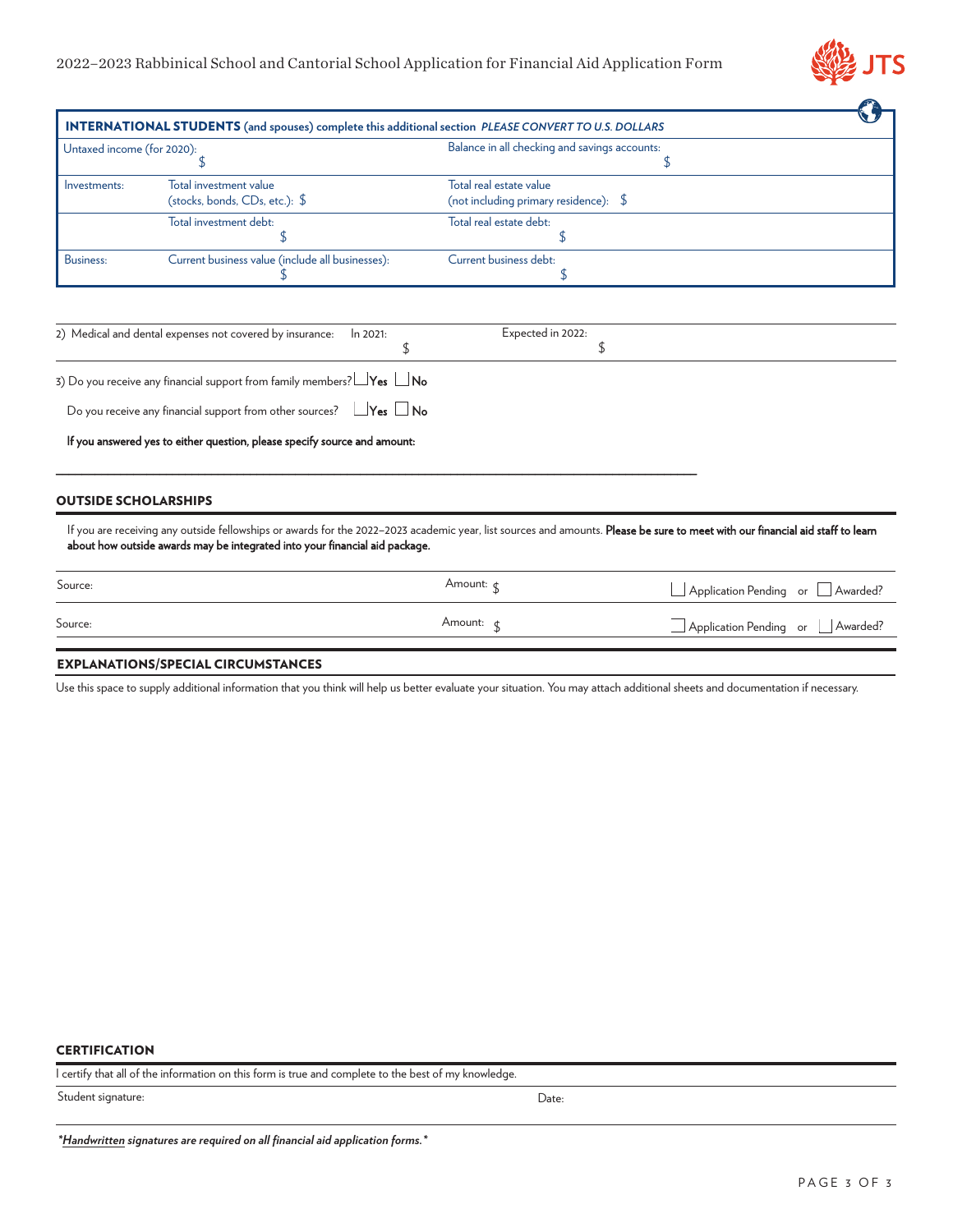| **INTERNATIONAL STUDENTS** (and spouses) complete this additional section *PLEASE CONVERT TO U.S. DOLLARS* | | |
|---|---|---|
| Untaxed income (for 2020): $ | | Balance in all checking and savings accounts: $ |
| Investments: | Total investment value (stocks, bonds, CDs, etc.): $ | Total real estate value (not including primary residence): $ |
| | Total investment debt: $ | Total real estate debt: $ |
| Business: | Current business value (include all businesses): $ | Current business debt: $ |

| | | |
|---|---|---|
| 2) Medical and dental expenses not covered by insurance: | In 2021: $ | Expected in 2022: $ |

3) Do you receive any financial support from family members? ☐ **Yes** ☐ **No**

Do you receive any financial support from other sources? ☐ **Yes** ☐ **No**

**If you answered yes to either question, please specify source and amount:**

______________________________________________________________________________

## OUTSIDE SCHOLARSHIPS

If you are receiving any outside fellowships or awards for the 2022–2023 academic year, list sources and amounts. **Please be sure to meet with our financial aid staff to learn about how outside awards may be integrated into your financial aid package.**

| | | |
|---|---|---|
| Source: | Amount: $ | ☐ Application Pending or ☐ Awarded? |
| Source: | Amount: $ | ☐ Application Pending or ☐ Awarded? |

## EXPLANATIONS/SPECIAL CIRCUMSTANCES

Use this space to supply additional information that you think will help us better evaluate your situation. You may attach additional sheets and documentation if necessary.

## CERTIFICATION

I certify that all of the information on this form is true and complete to the best of my knowledge.

Student signature: Date:

***Handwritten** signatures are required on all financial aid application forms.**